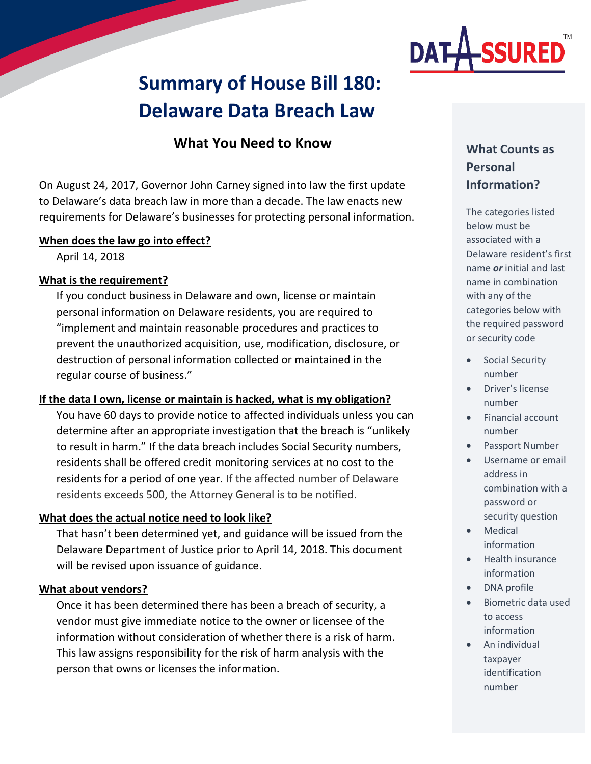# Summary of House Bill 180: Delaware Data Breach Law

## What You Need to Know

On August 24, 2017, Governor John Carney signed into law the first update to Delaware's data breach law in more than a decade. The law enacts new requirements for Delaware's businesses for protecting personal information.

**When does the law go into effect?**

April 14, 2018

**What is the requirement?**

If you conduct business in Delaware and own, license or maintain personal information on Delaware residents, you are required to "implement and maintain reasonable procedures and practices to prevent the unauthorized acquisition, use, modification, disclosure, or destruction of personal information collected or maintained in the regular course of business."

**If the data I own, license or maintain is hacked, what is my obligation?**

You have 60 days to provide notice to affected individuals unless you can determine after an appropriate investigation that the breach is "unlikely to result in harm." If the data breach includes Social Security numbers, residents shall be offered credit monitoring services at no cost to the residents for a period of one year. If the affected number of Delaware residents exceeds 500, the Attorney General is to be notified.

**What does the actual notice need to look like?**

That hasn't been determined yet, and guidance will be issued from the Delaware Department of Justice prior to April 14, 2018. This document will be revised upon issuance of guidance.

**What about vendors?**

Once it has been determined there has been a breach of security, a vendor must give immediate notice to the owner or licensee of the information without consideration of whether there is a risk of harm. This law assigns responsibility for the risk of harm analysis with the person that owns or licenses the information.

### What Counts as Personal Information?

The categories listed below must be associated with a Delaware resident's first name ***or*** initial and last name in combination with any of the categories below with the required password or security code

- Social Security number
- Driver's license number
- Financial account number
- Passport Number
- Username or email address in combination with a password or security question
- Medical information
- Health insurance information
- DNA profile
- Biometric data used to access information
- An individual taxpayer identification number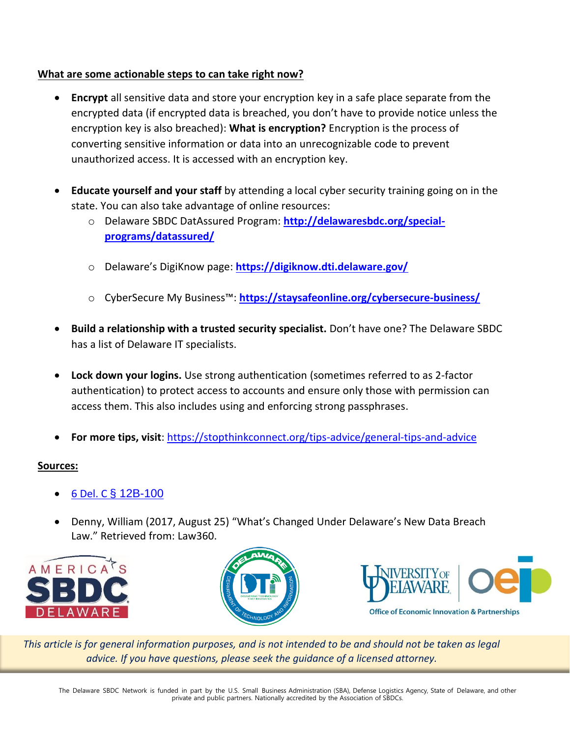**What are some actionable steps to can take right now?**

- **Encrypt** all sensitive data and store your encryption key in a safe place separate from the encrypted data (if encrypted data is breached, you don't have to provide notice unless the encryption key is also breached): **What is encryption?** Encryption is the process of converting sensitive information or data into an unrecognizable code to prevent unauthorized access. It is accessed with an encryption key.

- **Educate yourself and your staff** by attending a local cyber security training going on in the state. You can also take advantage of online resources:
  - Delaware SBDC DatAssured Program: **http://delawaresbdc.org/special-programs/datassured/**
  - Delaware's DigiKnow page: **https://digiknow.dti.delaware.gov/**
  - CyberSecure My Business™: **https://staysafeonline.org/cybersecure-business/**

- **Build a relationship with a trusted security specialist.** Don't have one? The Delaware SBDC has a list of Delaware IT specialists.

- **Lock down your logins.** Use strong authentication (sometimes referred to as 2-factor authentication) to protect access to accounts and ensure only those with permission can access them. This also includes using and enforcing strong passphrases.

- **For more tips, visit**: https://stopthinkconnect.org/tips-advice/general-tips-and-advice

**Sources:**

- 6 Del. C § 12B-100
- Denny, William (2017, August 25) "What's Changed Under Delaware's New Data Breach Law." Retrieved from: Law360.

*This article is for general information purposes, and is not intended to be and should not be taken as legal advice. If you have questions, please seek the guidance of a licensed attorney.*

The Delaware SBDC Network is funded in part by the U.S. Small Business Administration (SBA), Defense Logistics Agency, State of Delaware, and other private and public partners. Nationally accredited by the Association of SBDCs.